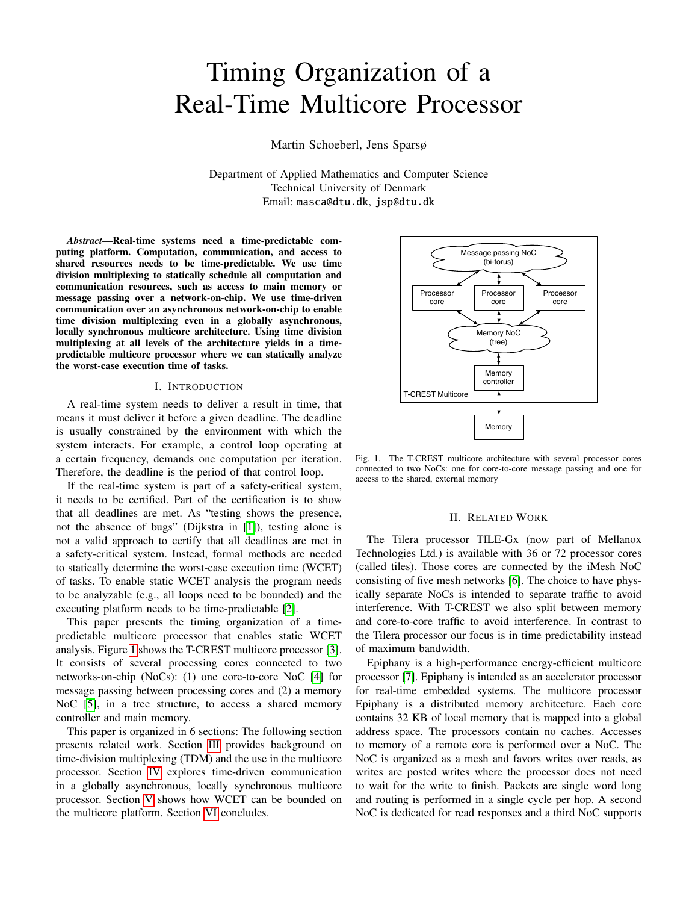# Timing Organization of a Real-Time Multicore Processor

Martin Schoeberl, Jens Sparsø

Department of Applied Mathematics and Computer Science
Technical University of Denmark
Email: masca@dtu.dk, jsp@dtu.dk

***Abstract*—Real-time systems need a time-predictable computing platform. Computation, communication, and access to shared resources needs to be time-predictable. We use time division multiplexing to statically schedule all computation and communication resources, such as access to main memory or message passing over a network-on-chip. We use time-driven communication over an asynchronous network-on-chip to enable time division multiplexing even in a globally asynchronous, locally synchronous multicore architecture. Using time division multiplexing at all levels of the architecture yields in a time-predictable multicore processor where we can statically analyze the worst-case execution time of tasks.**

## I. Introduction

A real-time system needs to deliver a result in time, that means it must deliver it before a given deadline. The deadline is usually constrained by the environment with which the system interacts. For example, a control loop operating at a certain frequency, demands one computation per iteration. Therefore, the deadline is the period of that control loop.

If the real-time system is part of a safety-critical system, it needs to be certified. Part of the certification is to show that all deadlines are met. As "testing shows the presence, not the absence of bugs" (Dijkstra in [1]), testing alone is not a valid approach to certify that all deadlines are met in a safety-critical system. Instead, formal methods are needed to statically determine the worst-case execution time (WCET) of tasks. To enable static WCET analysis the program needs to be analyzable (e.g., all loops need to be bounded) and the executing platform needs to be time-predictable [2].

This paper presents the timing organization of a time-predictable multicore processor that enables static WCET analysis. Figure 1 shows the T-CREST multicore processor [3]. It consists of several processing cores connected to two networks-on-chip (NoCs): (1) one core-to-core NoC [4] for message passing between processing cores and (2) a memory NoC [5], in a tree structure, to access a shared memory controller and main memory.

This paper is organized in 6 sections: The following section presents related work. Section III provides background on time-division multiplexing (TDM) and the use in the multicore processor. Section IV explores time-driven communication in a globally asynchronous, locally synchronous multicore processor. Section V shows how WCET can be bounded on the multicore platform. Section VI concludes.

Message passing NoC (bi-torus)

Processor core | Processor core | Processor core

Memory NoC (tree)

Memory controller

T-CREST Multicore

Memory

Fig. 1. The T-CREST multicore architecture with several processor cores connected to two NoCs: one for core-to-core message passing and one for access to the shared, external memory

## II. Related Work

The Tilera processor TILE-Gx (now part of Mellanox Technologies Ltd.) is available with 36 or 72 processor cores (called tiles). Those cores are connected by the iMesh NoC consisting of five mesh networks [6]. The choice to have physically separate NoCs is intended to separate traffic to avoid interference. With T-CREST we also split between memory and core-to-core traffic to avoid interference. In contrast to the Tilera processor our focus is in time predictability instead of maximum bandwidth.

Epiphany is a high-performance energy-efficient multicore processor [7]. Epiphany is intended as an accelerator processor for real-time embedded systems. The multicore processor Epiphany is a distributed memory architecture. Each core contains 32 KB of local memory that is mapped into a global address space. The processors contain no caches. Accesses to memory of a remote core is performed over a NoC. The NoC is organized as a mesh and favors writes over reads, as writes are posted writes where the processor does not need to wait for the write to finish. Packets are single word long and routing is performed in a single cycle per hop. A second NoC is dedicated for read responses and a third NoC supports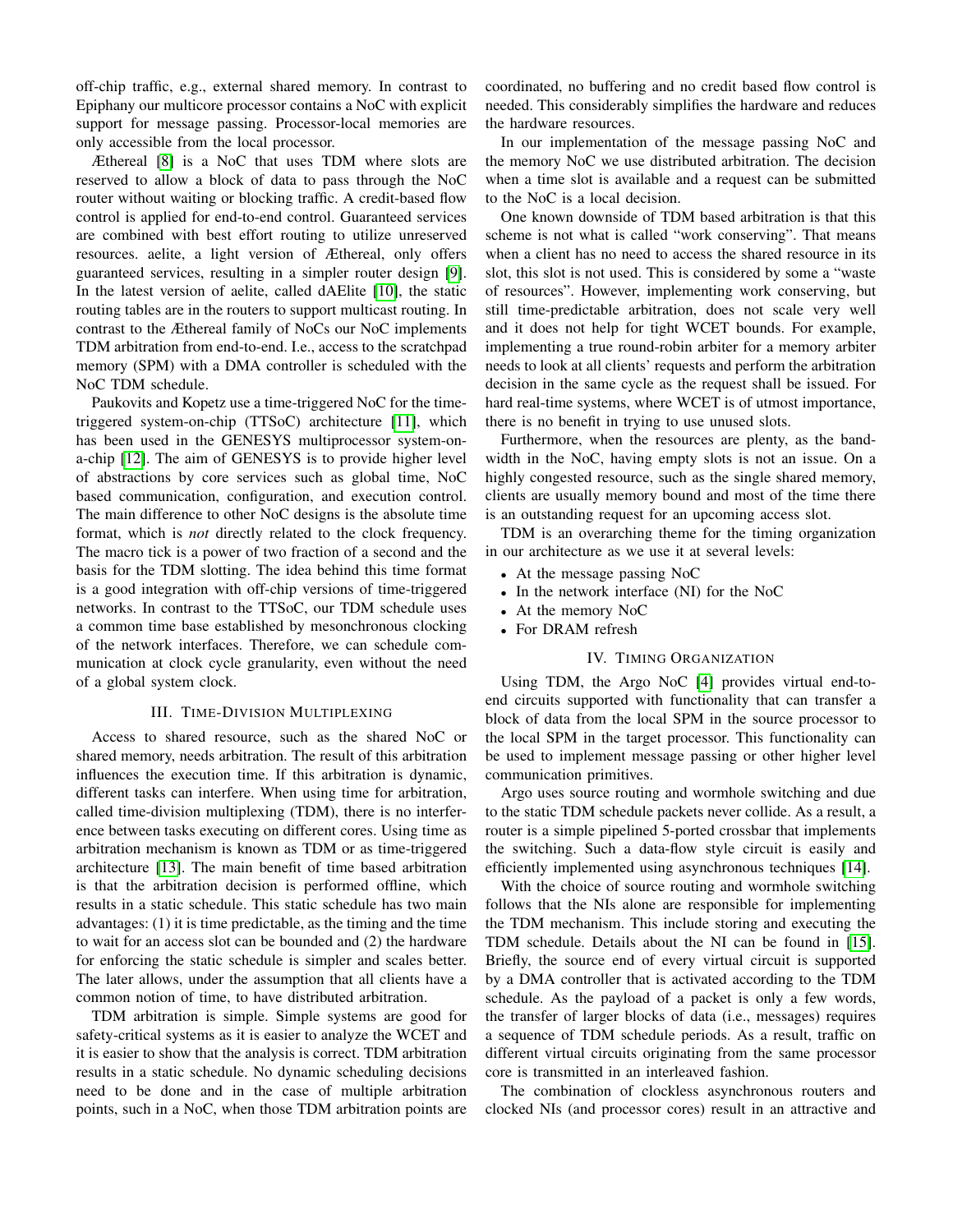off-chip traffic, e.g., external shared memory. In contrast to Epiphany our multicore processor contains a NoC with explicit support for message passing. Processor-local memories are only accessible from the local processor.

Æthereal [8] is a NoC that uses TDM where slots are reserved to allow a block of data to pass through the NoC router without waiting or blocking traffic. A credit-based flow control is applied for end-to-end control. Guaranteed services are combined with best effort routing to utilize unreserved resources. aelite, a light version of Æthereal, only offers guaranteed services, resulting in a simpler router design [9]. In the latest version of aelite, called dAElite [10], the static routing tables are in the routers to support multicast routing. In contrast to the Æthereal family of NoCs our NoC implements TDM arbitration from end-to-end. I.e., access to the scratchpad memory (SPM) with a DMA controller is scheduled with the NoC TDM schedule.

Paukovits and Kopetz use a time-triggered NoC for the time-triggered system-on-chip (TTSoC) architecture [11], which has been used in the GENESYS multiprocessor system-on-a-chip [12]. The aim of GENESYS is to provide higher level of abstractions by core services such as global time, NoC based communication, configuration, and execution control. The main difference to other NoC designs is the absolute time format, which is *not* directly related to the clock frequency. The macro tick is a power of two fraction of a second and the basis for the TDM slotting. The idea behind this time format is a good integration with off-chip versions of time-triggered networks. In contrast to the TTSoC, our TDM schedule uses a common time base established by mesonchronous clocking of the network interfaces. Therefore, we can schedule communication at clock cycle granularity, even without the need of a global system clock.

## III. Time-Division Multiplexing

Access to shared resource, such as the shared NoC or shared memory, needs arbitration. The result of this arbitration influences the execution time. If this arbitration is dynamic, different tasks can interfere. When using time for arbitration, called time-division multiplexing (TDM), there is no interference between tasks executing on different cores. Using time as arbitration mechanism is known as TDM or as time-triggered architecture [13]. The main benefit of time based arbitration is that the arbitration decision is performed offline, which results in a static schedule. This static schedule has two main advantages: (1) it is time predictable, as the timing and the time to wait for an access slot can be bounded and (2) the hardware for enforcing the static schedule is simpler and scales better. The later allows, under the assumption that all clients have a common notion of time, to have distributed arbitration.

TDM arbitration is simple. Simple systems are good for safety-critical systems as it is easier to analyze the WCET and it is easier to show that the analysis is correct. TDM arbitration results in a static schedule. No dynamic scheduling decisions need to be done and in the case of multiple arbitration points, such in a NoC, when those TDM arbitration points are coordinated, no buffering and no credit based flow control is needed. This considerably simplifies the hardware and reduces the hardware resources.

In our implementation of the message passing NoC and the memory NoC we use distributed arbitration. The decision when a time slot is available and a request can be submitted to the NoC is a local decision.

One known downside of TDM based arbitration is that this scheme is not what is called "work conserving". That means when a client has no need to access the shared resource in its slot, this slot is not used. This is considered by some a "waste of resources". However, implementing work conserving, but still time-predictable arbitration, does not scale very well and it does not help for tight WCET bounds. For example, implementing a true round-robin arbiter for a memory arbiter needs to look at all clients' requests and perform the arbitration decision in the same cycle as the request shall be issued. For hard real-time systems, where WCET is of utmost importance, there is no benefit in trying to use unused slots.

Furthermore, when the resources are plenty, as the bandwidth in the NoC, having empty slots is not an issue. On a highly congested resource, such as the single shared memory, clients are usually memory bound and most of the time there is an outstanding request for an upcoming access slot.

TDM is an overarching theme for the timing organization in our architecture as we use it at several levels:

- At the message passing NoC
- In the network interface (NI) for the NoC
- At the memory NoC
- For DRAM refresh

## IV. Timing Organization

Using TDM, the Argo NoC [4] provides virtual end-to-end circuits supported with functionality that can transfer a block of data from the local SPM in the source processor to the local SPM in the target processor. This functionality can be used to implement message passing or other higher level communication primitives.

Argo uses source routing and wormhole switching and due to the static TDM schedule packets never collide. As a result, a router is a simple pipelined 5-ported crossbar that implements the switching. Such a data-flow style circuit is easily and efficiently implemented using asynchronous techniques [14].

With the choice of source routing and wormhole switching follows that the NIs alone are responsible for implementing the TDM mechanism. This include storing and executing the TDM schedule. Details about the NI can be found in [15]. Briefly, the source end of every virtual circuit is supported by a DMA controller that is activated according to the TDM schedule. As the payload of a packet is only a few words, the transfer of larger blocks of data (i.e., messages) requires a sequence of TDM schedule periods. As a result, traffic on different virtual circuits originating from the same processor core is transmitted in an interleaved fashion.

The combination of clockless asynchronous routers and clocked NIs (and processor cores) result in an attractive and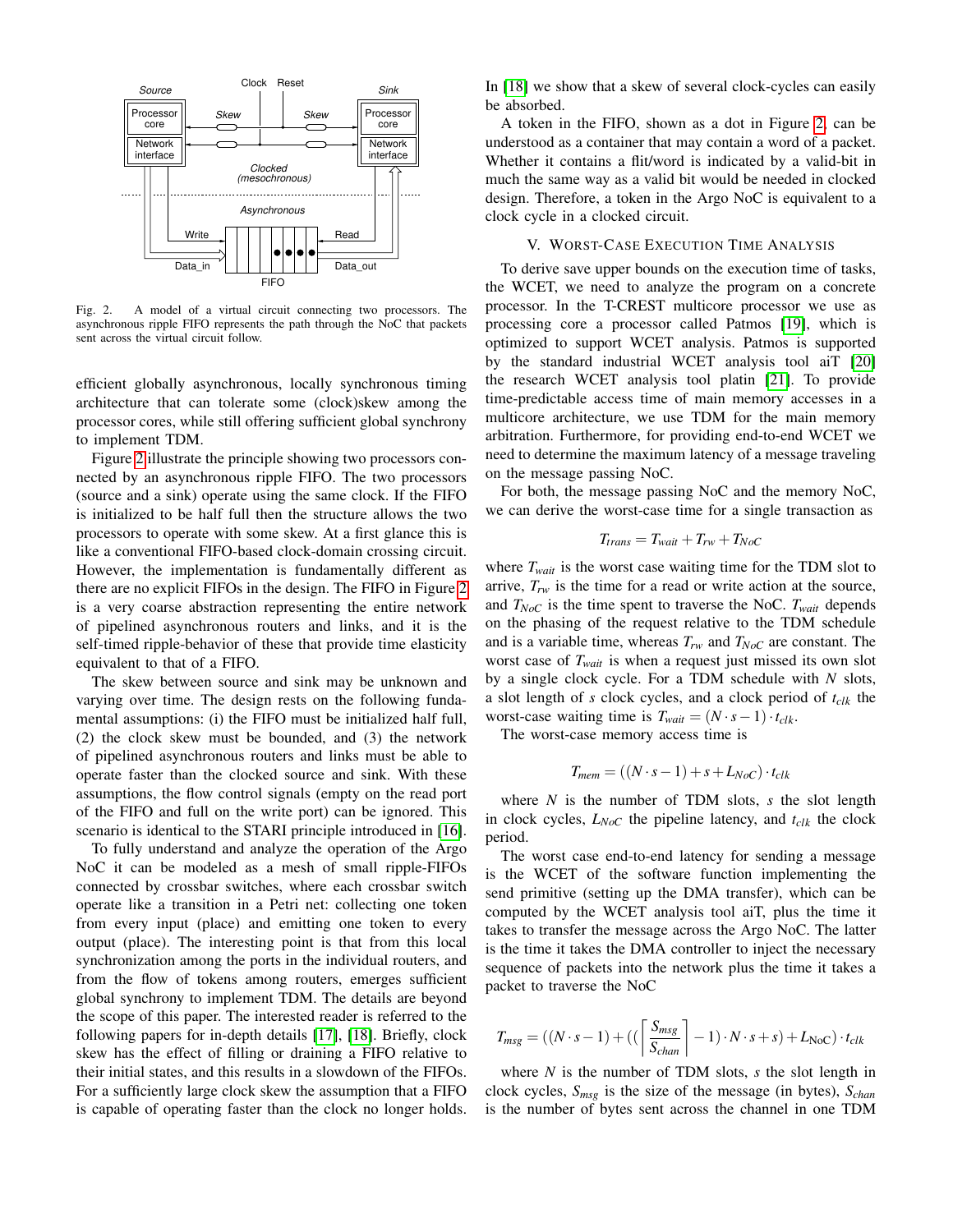Clock Reset

Source

Sink

Processor core

Network interface

Skew

Skew

Processor core

Network interface

Clocked (mesochronous)

Asynchronous

Write

Read

Data_in

Data_out

FIFO

Fig. 2. A model of a virtual circuit connecting two processors. The asynchronous ripple FIFO represents the path through the NoC that packets sent across the virtual circuit follow.

efficient globally asynchronous, locally synchronous timing architecture that can tolerate some (clock)skew among the processor cores, while still offering sufficient global synchrony to implement TDM.

Figure 2 illustrate the principle showing two processors connected by an asynchronous ripple FIFO. The two processors (source and a sink) operate using the same clock. If the FIFO is initialized to be half full then the structure allows the two processors to operate with some skew. At a first glance this is like a conventional FIFO-based clock-domain crossing circuit. However, the implementation is fundamentally different as there are no explicit FIFOs in the design. The FIFO in Figure 2 is a very coarse abstraction representing the entire network of pipelined asynchronous routers and links, and it is the self-timed ripple-behavior of these that provide time elasticity equivalent to that of a FIFO.

The skew between source and sink may be unknown and varying over time. The design rests on the following fundamental assumptions: (i) the FIFO must be initialized half full, (2) the clock skew must be bounded, and (3) the network of pipelined asynchronous routers and links must be able to operate faster than the clocked source and sink. With these assumptions, the flow control signals (empty on the read port of the FIFO and full on the write port) can be ignored. This scenario is identical to the STARI principle introduced in [16].

To fully understand and analyze the operation of the Argo NoC it can be modeled as a mesh of small ripple-FIFOs connected by crossbar switches, where each crossbar switch operate like a transition in a Petri net: collecting one token from every input (place) and emitting one token to every output (place). The interesting point is that from this local synchronization among the ports in the individual routers, and from the flow of tokens among routers, emerges sufficient global synchrony to implement TDM. The details are beyond the scope of this paper. The interested reader is referred to the following papers for in-depth details [17], [18]. Briefly, clock skew has the effect of filling or draining a FIFO relative to their initial states, and this results in a slowdown of the FIFOs. For a sufficiently large clock skew the assumption that a FIFO is capable of operating faster than the clock no longer holds. In [18] we show that a skew of several clock-cycles can easily be absorbed.

A token in the FIFO, shown as a dot in Figure 2, can be understood as a container that may contain a word of a packet. Whether it contains a flit/word is indicated by a valid-bit in much the same way as a valid bit would be needed in clocked design. Therefore, a token in the Argo NoC is equivalent to a clock cycle in a clocked circuit.

## V. Worst-Case Execution Time Analysis

To derive save upper bounds on the execution time of tasks, the WCET, we need to analyze the program on a concrete processor. In the T-CREST multicore processor we use as processing core a processor called Patmos [19], which is optimized to support WCET analysis. Patmos is supported by the standard industrial WCET analysis tool aiT [20] the research WCET analysis tool platin [21]. To provide time-predictable access time of main memory accesses in a multicore architecture, we use TDM for the main memory arbitration. Furthermore, for providing end-to-end WCET we need to determine the maximum latency of a message traveling on the message passing NoC.

For both, the message passing NoC and the memory NoC, we can derive the worst-case time for a single transaction as

$$T_{trans} = T_{wait} + T_{rw} + T_{NoC}$$

where $T_{wait}$ is the worst case waiting time for the TDM slot to arrive, $T_{rw}$ is the time for a read or write action at the source, and $T_{NoC}$ is the time spent to traverse the NoC. $T_{wait}$ depends on the phasing of the request relative to the TDM schedule and is a variable time, whereas $T_{rw}$ and $T_{NoC}$ are constant. The worst case of $T_{wait}$ is when a request just missed its own slot by a single clock cycle. For a TDM schedule with $N$ slots, a slot length of $s$ clock cycles, and a clock period of $t_{clk}$ the worst-case waiting time is $T_{wait} = (N \cdot s - 1) \cdot t_{clk}$.

The worst-case memory access time is

$$T_{mem} = ((N \cdot s - 1) + s + L_{NoC}) \cdot t_{clk}$$

where $N$ is the number of TDM slots, $s$ the slot length in clock cycles, $L_{NoC}$ the pipeline latency, and $t_{clk}$ the clock period.

The worst case end-to-end latency for sending a message is the WCET of the software function implementing the send primitive (setting up the DMA transfer), which can be computed by the WCET analysis tool aiT, plus the time it takes to transfer the message across the Argo NoC. The latter is the time it takes the DMA controller to inject the necessary sequence of packets into the network plus the time it takes a packet to traverse the NoC

$$T_{msg} = ((N \cdot s - 1) + ((\left\lceil \frac{S_{msg}}{S_{chan}} \right\rceil - 1) \cdot N \cdot s + s) + L_{\text{NoC}}) \cdot t_{clk}$$

where $N$ is the number of TDM slots, $s$ the slot length in clock cycles, $S_{msg}$ is the size of the message (in bytes), $S_{chan}$ is the number of bytes sent across the channel in one TDM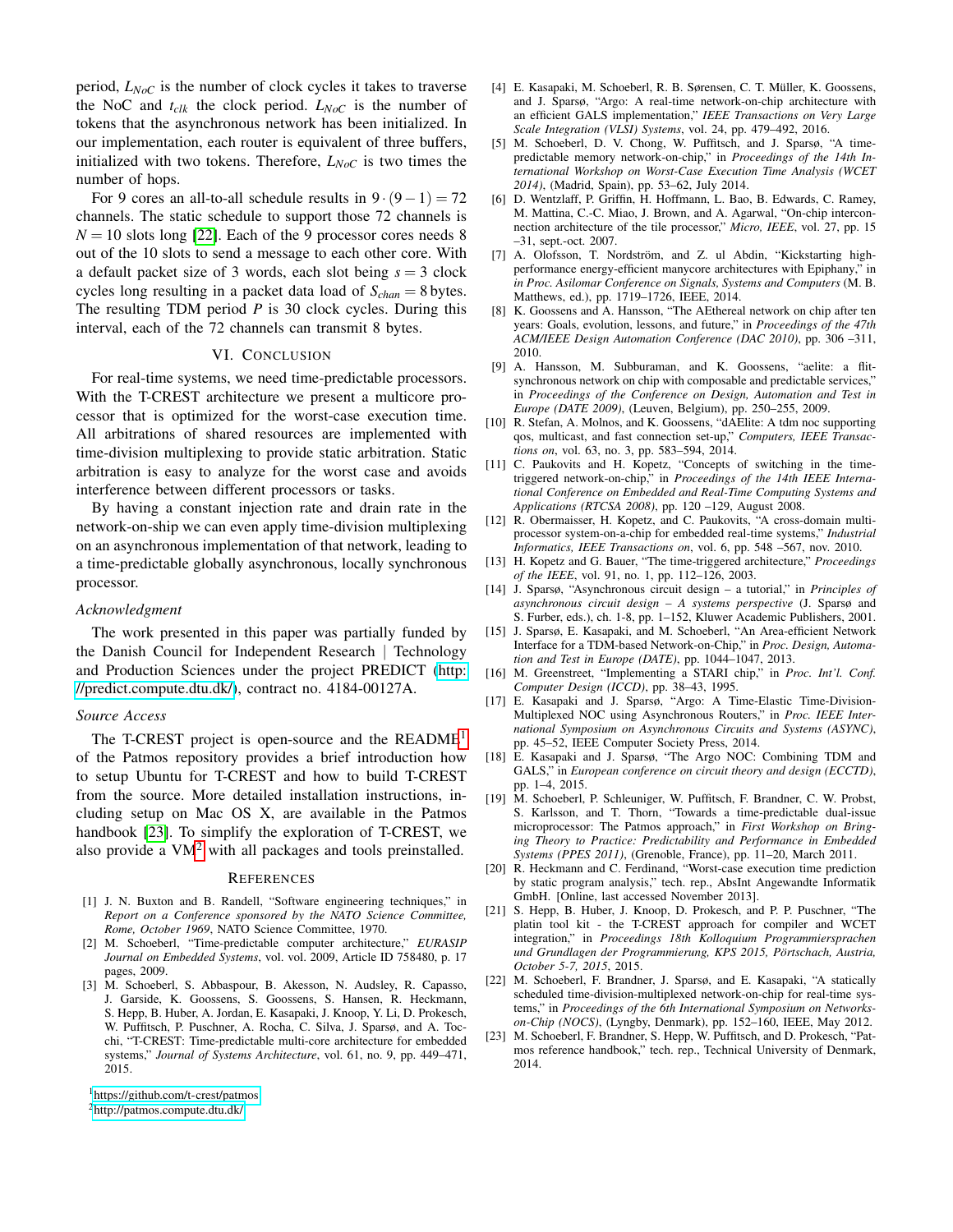period, $L_{NoC}$ is the number of clock cycles it takes to traverse the NoC and $t_{clk}$ the clock period. $L_{NoC}$ is the number of tokens that the asynchronous network has been initialized. In our implementation, each router is equivalent of three buffers, initialized with two tokens. Therefore, $L_{NoC}$ is two times the number of hops.

For 9 cores an all-to-all schedule results in $9 \cdot (9-1) = 72$ channels. The static schedule to support those 72 channels is $N = 10$ slots long [22]. Each of the 9 processor cores needs 8 out of the 10 slots to send a message to each other core. With a default packet size of 3 words, each slot being $s = 3$ clock cycles long resulting in a packet data load of $S_{chan} = 8$ bytes. The resulting TDM period $P$ is 30 clock cycles. During this interval, each of the 72 channels can transmit 8 bytes.

## VI. Conclusion

For real-time systems, we need time-predictable processors. With the T-CREST architecture we present a multicore processor that is optimized for the worst-case execution time. All arbitrations of shared resources are implemented with time-division multiplexing to provide static arbitration. Static arbitration is easy to analyze for the worst case and avoids interference between different processors or tasks.

By having a constant injection rate and drain rate in the network-on-ship we can even apply time-division multiplexing on an asynchronous implementation of that network, leading to a time-predictable globally asynchronous, locally synchronous processor.

### *Acknowledgment*

The work presented in this paper was partially funded by the Danish Council for Independent Research | Technology and Production Sciences under the project PREDICT (http://predict.compute.dtu.dk/), contract no. 4184-00127A.

### *Source Access*

The T-CREST project is open-source and the README[1] of the Patmos repository provides a brief introduction how to setup Ubuntu for T-CREST and how to build T-CREST from the source. More detailed installation instructions, including setup on Mac OS X, are available in the Patmos handbook [23]. To simplify the exploration of T-CREST, we also provide a VM[2] with all packages and tools preinstalled.

## References

[1] J. N. Buxton and B. Randell, "Software engineering techniques," in *Report on a Conference sponsored by the NATO Science Committee, Rome, October 1969*, NATO Science Committee, 1970.

[2] M. Schoeberl, "Time-predictable computer architecture," *EURASIP Journal on Embedded Systems*, vol. vol. 2009, Article ID 758480, p. 17 pages, 2009.

[3] M. Schoeberl, S. Abbaspour, B. Akesson, N. Audsley, R. Capasso, J. Garside, K. Goossens, S. Goossens, S. Hansen, R. Heckmann, S. Hepp, B. Huber, A. Jordan, E. Kasapaki, J. Knoop, Y. Li, D. Prokesch, W. Puffitsch, P. Puschner, A. Rocha, C. Silva, J. Sparsø, and A. Tocchi, "T-CREST: Time-predictable multi-core architecture for embedded systems," *Journal of Systems Architecture*, vol. 61, no. 9, pp. 449–471, 2015.

[4] E. Kasapaki, M. Schoeberl, R. B. Sørensen, C. T. Müller, K. Goossens, and J. Sparsø, "Argo: A real-time network-on-chip architecture with an efficient GALS implementation," *IEEE Transactions on Very Large Scale Integration (VLSI) Systems*, vol. 24, pp. 479–492, 2016.

[5] M. Schoeberl, D. V. Chong, W. Puffitsch, and J. Sparsø, "A time-predictable memory network-on-chip," in *Proceedings of the 14th International Workshop on Worst-Case Execution Time Analysis (WCET 2014)*, (Madrid, Spain), pp. 53–62, July 2014.

[6] D. Wentzlaff, P. Griffin, H. Hoffmann, L. Bao, B. Edwards, C. Ramey, M. Mattina, C.-C. Miao, J. Brown, and A. Agarwal, "On-chip interconnection architecture of the tile processor," *Micro, IEEE*, vol. 27, pp. 15 –31, sept.-oct. 2007.

[7] A. Olofsson, T. Nordström, and Z. ul Abdin, "Kickstarting high-performance energy-efficient manycore architectures with Epiphany," in *in Proc. Asilomar Conference on Signals, Systems and Computers* (M. B. Matthews, ed.), pp. 1719–1726, IEEE, 2014.

[8] K. Goossens and A. Hansson, "The AEthereal network on chip after ten years: Goals, evolution, lessons, and future," in *Proceedings of the 47th ACM/IEEE Design Automation Conference (DAC 2010)*, pp. 306 –311, 2010.

[9] A. Hansson, M. Subburaman, and K. Goossens, "aelite: a flit-synchronous network on chip with composable and predictable services," in *Proceedings of the Conference on Design, Automation and Test in Europe (DATE 2009)*, (Leuven, Belgium), pp. 250–255, 2009.

[10] R. Stefan, A. Molnos, and K. Goossens, "dAElite: A tdm noc supporting qos, multicast, and fast connection set-up," *Computers, IEEE Transactions on*, vol. 63, no. 3, pp. 583–594, 2014.

[11] C. Paukovits and H. Kopetz, "Concepts of switching in the time-triggered network-on-chip," in *Proceedings of the 14th IEEE International Conference on Embedded and Real-Time Computing Systems and Applications (RTCSA 2008)*, pp. 120 –129, August 2008.

[12] R. Obermaisser, H. Kopetz, and C. Paukovits, "A cross-domain multiprocessor system-on-a-chip for embedded real-time systems," *Industrial Informatics, IEEE Transactions on*, vol. 6, pp. 548 –567, nov. 2010.

[13] H. Kopetz and G. Bauer, "The time-triggered architecture," *Proceedings of the IEEE*, vol. 91, no. 1, pp. 112–126, 2003.

[14] J. Sparsø, "Asynchronous circuit design – a tutorial," in *Principles of asynchronous circuit design – A systems perspective* (J. Sparsø and S. Furber, eds.), ch. 1-8, pp. 1–152, Kluwer Academic Publishers, 2001.

[15] J. Sparsø, E. Kasapaki, and M. Schoeberl, "An Area-efficient Network Interface for a TDM-based Network-on-Chip," in *Proc. Design, Automation and Test in Europe (DATE)*, pp. 1044–1047, 2013.

[16] M. Greenstreet, "Implementing a STARI chip," in *Proc. Int'l. Conf. Computer Design (ICCD)*, pp. 38–43, 1995.

[17] E. Kasapaki and J. Sparsø, "Argo: A Time-Elastic Time-Division-Multiplexed NOC using Asynchronous Routers," in *Proc. IEEE International Symposium on Asynchronous Circuits and Systems (ASYNC)*, pp. 45–52, IEEE Computer Society Press, 2014.

[18] E. Kasapaki and J. Sparsø, "The Argo NOC: Combining TDM and GALS," in *European conference on circuit theory and design (ECCTD)*, pp. 1–4, 2015.

[19] M. Schoeberl, P. Schleuniger, W. Puffitsch, F. Brandner, C. W. Probst, S. Karlsson, and T. Thorn, "Towards a time-predictable dual-issue microprocessor: The Patmos approach," in *First Workshop on Bringing Theory to Practice: Predictability and Performance in Embedded Systems (PPES 2011)*, (Grenoble, France), pp. 11–20, March 2011.

[20] R. Heckmann and C. Ferdinand, "Worst-case execution time prediction by static program analysis," tech. rep., AbsInt Angewandte Informatik GmbH. [Online, last accessed November 2013].

[21] S. Hepp, B. Huber, J. Knoop, D. Prokesch, and P. P. Puschner, "The platin tool kit - the T-CREST approach for compiler and WCET integration," in *Proceedings 18th Kolloquium Programmiersprachen und Grundlagen der Programmierung, KPS 2015, Pörtschach, Austria, October 5-7, 2015*, 2015.

[22] M. Schoeberl, F. Brandner, J. Sparsø, and E. Kasapaki, "A statically scheduled time-division-multiplexed network-on-chip for real-time systems," in *Proceedings of the 6th International Symposium on Networks-on-Chip (NOCS)*, (Lyngby, Denmark), pp. 152–160, IEEE, May 2012.

[23] M. Schoeberl, F. Brandner, S. Hepp, W. Puffitsch, and D. Prokesch, "Patmos reference handbook," tech. rep., Technical University of Denmark, 2014.

[1] https://github.com/t-crest/patmos

[2] http://patmos.compute.dtu.dk/